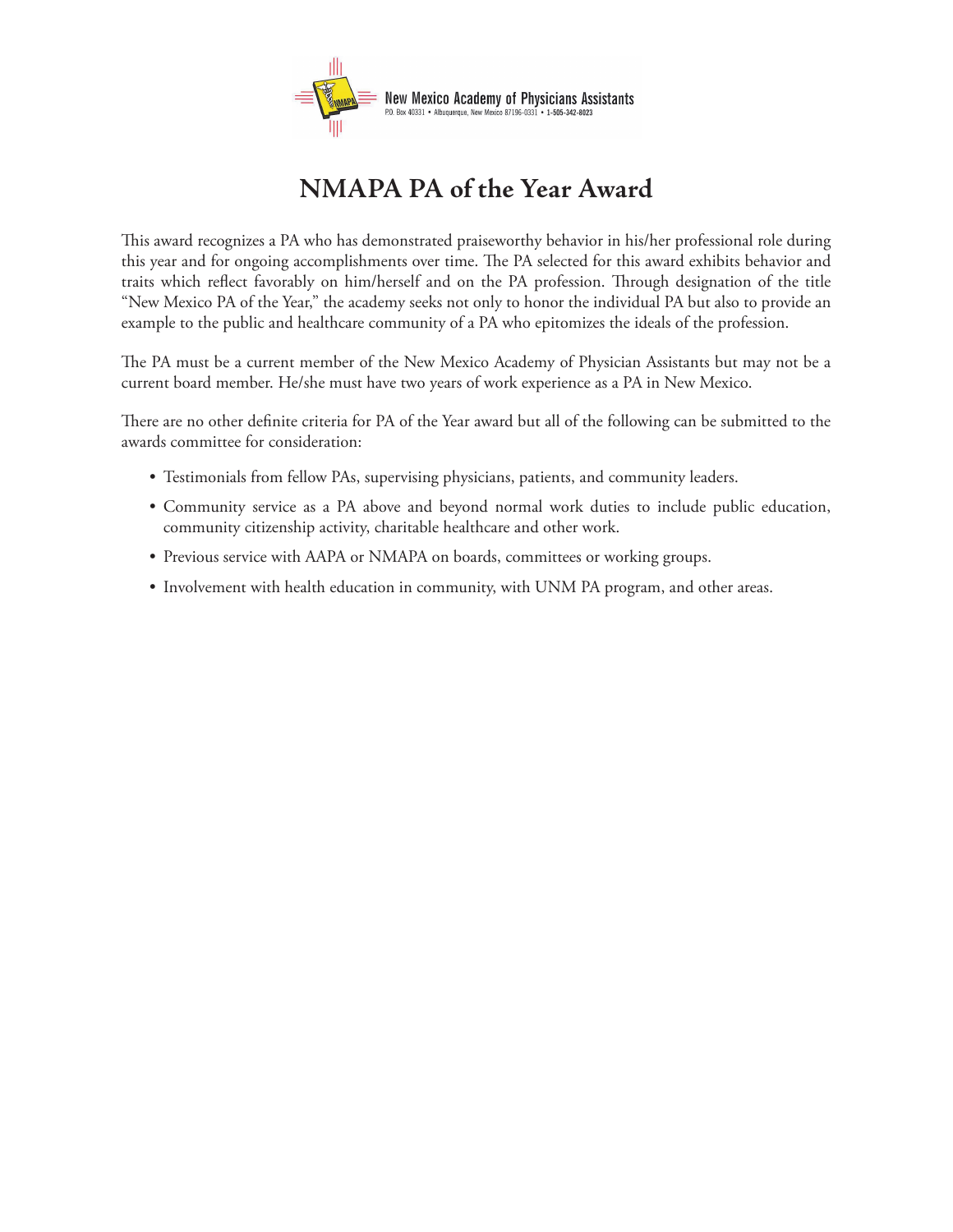New Mexico Academy of Physicians Assistants
P.O. Box 40331 • Albuquerque, New Mexico 87196-0331 • 1-505-342-8023

# NMAPA PA of the Year Award

This award recognizes a PA who has demonstrated praiseworthy behavior in his/her professional role during this year and for ongoing accomplishments over time. The PA selected for this award exhibits behavior and traits which reflect favorably on him/herself and on the PA profession. Through designation of the title "New Mexico PA of the Year," the academy seeks not only to honor the individual PA but also to provide an example to the public and healthcare community of a PA who epitomizes the ideals of the profession.

The PA must be a current member of the New Mexico Academy of Physician Assistants but may not be a current board member. He/she must have two years of work experience as a PA in New Mexico.

There are no other definite criteria for PA of the Year award but all of the following can be submitted to the awards committee for consideration:

- Testimonials from fellow PAs, supervising physicians, patients, and community leaders.
- Community service as a PA above and beyond normal work duties to include public education, community citizenship activity, charitable healthcare and other work.
- Previous service with AAPA or NMAPA on boards, committees or working groups.
- Involvement with health education in community, with UNM PA program, and other areas.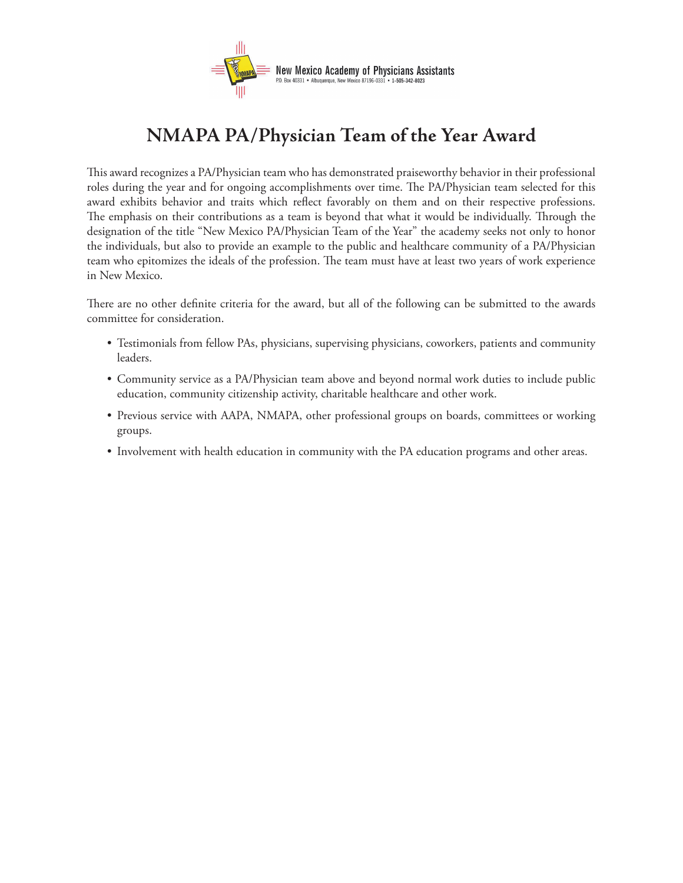New Mexico Academy of Physicians Assistants
P.O. Box 40331 • Albuquerque, New Mexico 87196-0331 • 1-505-342-8023

# NMAPA PA/Physician Team of the Year Award

This award recognizes a PA/Physician team who has demonstrated praiseworthy behavior in their professional roles during the year and for ongoing accomplishments over time. The PA/Physician team selected for this award exhibits behavior and traits which reflect favorably on them and on their respective professions. The emphasis on their contributions as a team is beyond that what it would be individually. Through the designation of the title "New Mexico PA/Physician Team of the Year" the academy seeks not only to honor the individuals, but also to provide an example to the public and healthcare community of a PA/Physician team who epitomizes the ideals of the profession. The team must have at least two years of work experience in New Mexico.

There are no other definite criteria for the award, but all of the following can be submitted to the awards committee for consideration.

- Testimonials from fellow PAs, physicians, supervising physicians, coworkers, patients and community leaders.
- Community service as a PA/Physician team above and beyond normal work duties to include public education, community citizenship activity, charitable healthcare and other work.
- Previous service with AAPA, NMAPA, other professional groups on boards, committees or working groups.
- Involvement with health education in community with the PA education programs and other areas.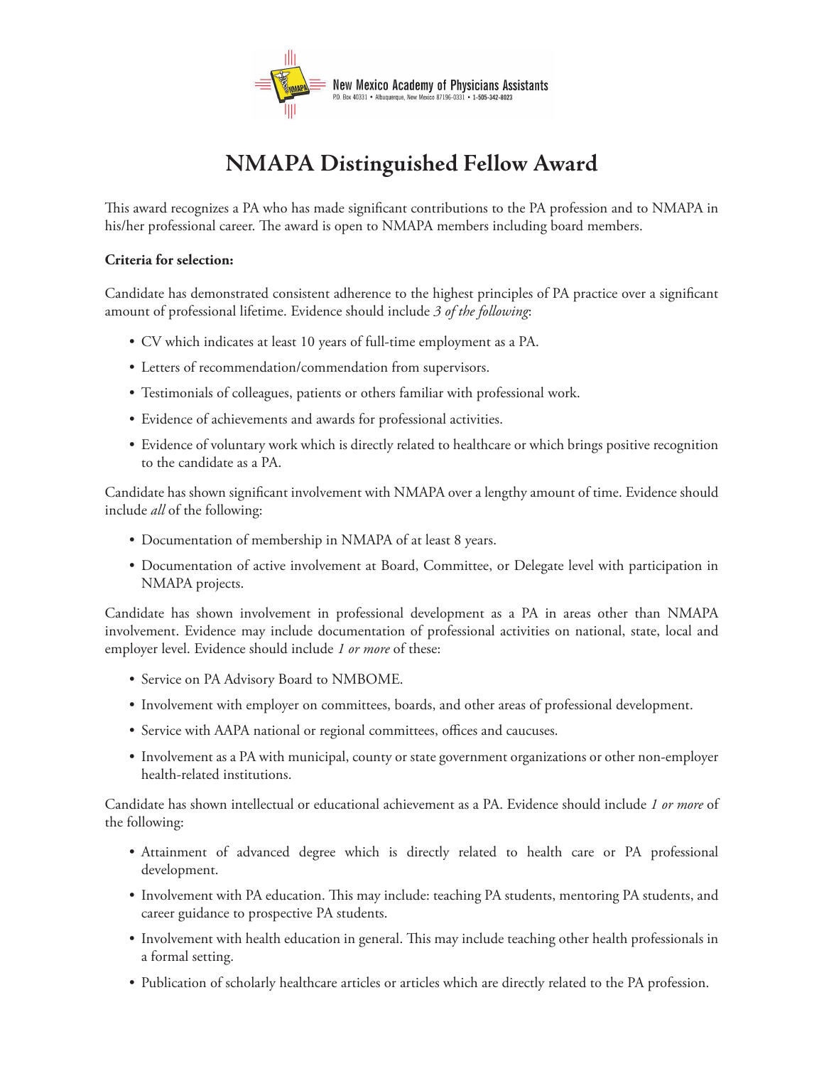New Mexico Academy of Physicians Assistants
P.O. Box 40331 • Albuquerque, New Mexico 87196-0331 • 1-505-342-8023

# NMAPA Distinguished Fellow Award

This award recognizes a PA who has made significant contributions to the PA profession and to NMAPA in his/her professional career. The award is open to NMAPA members including board members.

**Criteria for selection:**

Candidate has demonstrated consistent adherence to the highest principles of PA practice over a significant amount of professional lifetime. Evidence should include *3 of the following*:

- CV which indicates at least 10 years of full-time employment as a PA.
- Letters of recommendation/commendation from supervisors.
- Testimonials of colleagues, patients or others familiar with professional work.
- Evidence of achievements and awards for professional activities.
- Evidence of voluntary work which is directly related to healthcare or which brings positive recognition to the candidate as a PA.

Candidate has shown significant involvement with NMAPA over a lengthy amount of time. Evidence should include *all* of the following:

- Documentation of membership in NMAPA of at least 8 years.
- Documentation of active involvement at Board, Committee, or Delegate level with participation in NMAPA projects.

Candidate has shown involvement in professional development as a PA in areas other than NMAPA involvement. Evidence may include documentation of professional activities on national, state, local and employer level. Evidence should include *1 or more* of these:

- Service on PA Advisory Board to NMBOME.
- Involvement with employer on committees, boards, and other areas of professional development.
- Service with AAPA national or regional committees, offices and caucuses.
- Involvement as a PA with municipal, county or state government organizations or other non-employer health-related institutions.

Candidate has shown intellectual or educational achievement as a PA. Evidence should include *1 or more* of the following:

- Attainment of advanced degree which is directly related to health care or PA professional development.
- Involvement with PA education. This may include: teaching PA students, mentoring PA students, and career guidance to prospective PA students.
- Involvement with health education in general. This may include teaching other health professionals in a formal setting.
- Publication of scholarly healthcare articles or articles which are directly related to the PA profession.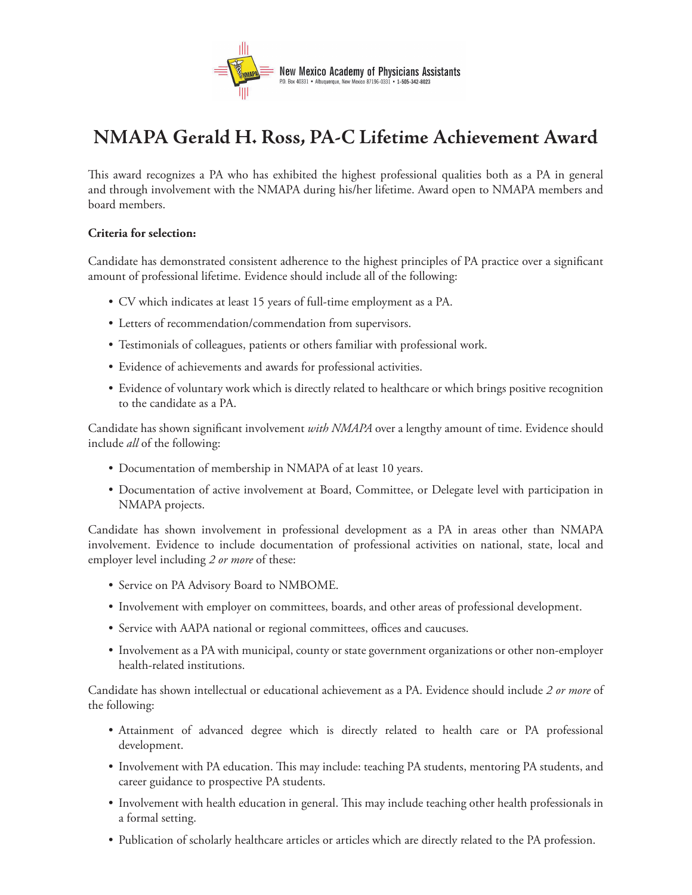New Mexico Academy of Physicians Assistants
P.O. Box 40331 • Albuquerque, New Mexico 87196-0331 • 1-505-342-8023

# NMAPA Gerald H. Ross, PA-C Lifetime Achievement Award

This award recognizes a PA who has exhibited the highest professional qualities both as a PA in general and through involvement with the NMAPA during his/her lifetime. Award open to NMAPA members and board members.

**Criteria for selection:**

Candidate has demonstrated consistent adherence to the highest principles of PA practice over a significant amount of professional lifetime. Evidence should include all of the following:

- CV which indicates at least 15 years of full-time employment as a PA.
- Letters of recommendation/commendation from supervisors.
- Testimonials of colleagues, patients or others familiar with professional work.
- Evidence of achievements and awards for professional activities.
- Evidence of voluntary work which is directly related to healthcare or which brings positive recognition to the candidate as a PA.

Candidate has shown significant involvement *with NMAPA* over a lengthy amount of time. Evidence should include *all* of the following:

- Documentation of membership in NMAPA of at least 10 years.
- Documentation of active involvement at Board, Committee, or Delegate level with participation in NMAPA projects.

Candidate has shown involvement in professional development as a PA in areas other than NMAPA involvement. Evidence to include documentation of professional activities on national, state, local and employer level including *2 or more* of these:

- Service on PA Advisory Board to NMBOME.
- Involvement with employer on committees, boards, and other areas of professional development.
- Service with AAPA national or regional committees, offices and caucuses.
- Involvement as a PA with municipal, county or state government organizations or other non-employer health-related institutions.

Candidate has shown intellectual or educational achievement as a PA. Evidence should include *2 or more* of the following:

- Attainment of advanced degree which is directly related to health care or PA professional development.
- Involvement with PA education. This may include: teaching PA students, mentoring PA students, and career guidance to prospective PA students.
- Involvement with health education in general. This may include teaching other health professionals in a formal setting.
- Publication of scholarly healthcare articles or articles which are directly related to the PA profession.